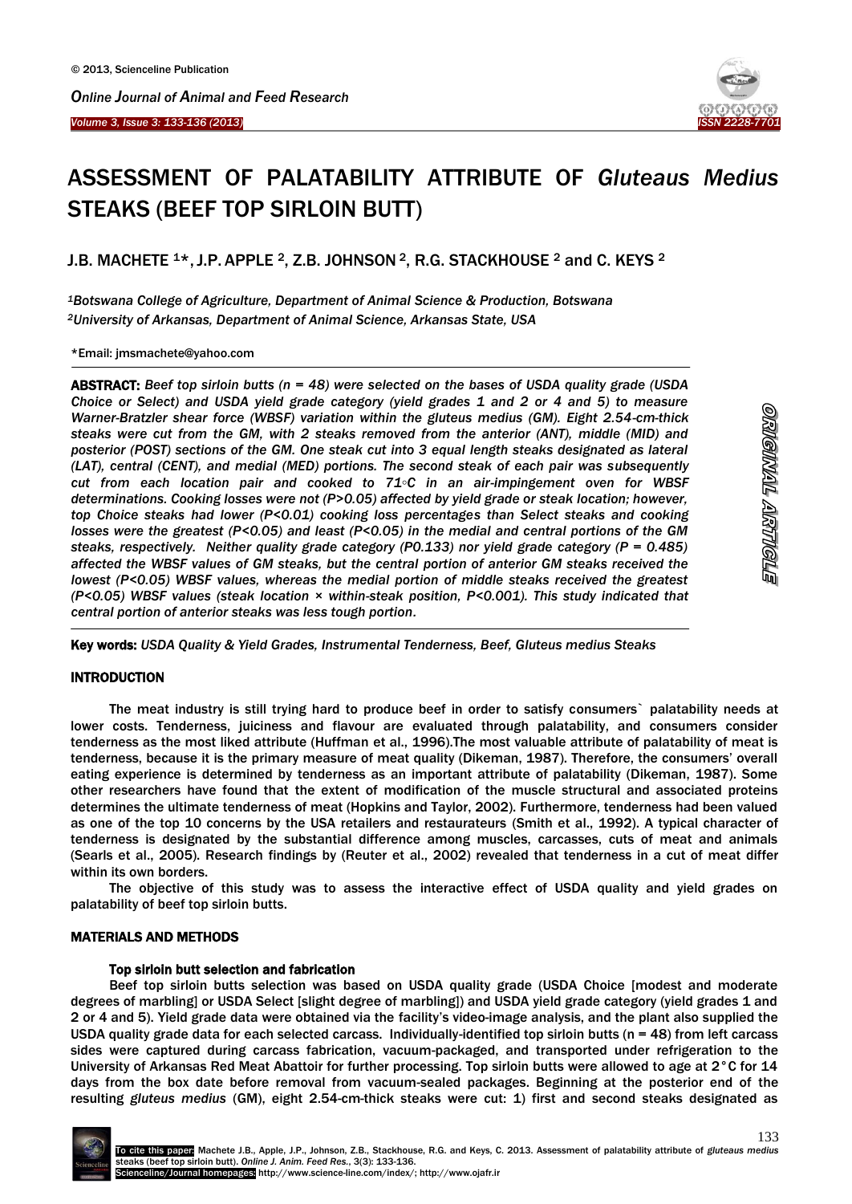# ASSESSMENT OF PALATABILITY ATTRIBUTE OF *Gluteaus Medius* STEAKS (BEEF TOP SIRLOIN BUTT)

J.B. MACHETE [1]*, J.P. APPLE [2], Z.B. JOHNSON [2], R.G. STACKHOUSE [2] and C. KEYS [2]

[1]*Botswana College of Agriculture, Department of Animal Science & Production, Botswana*
[2]*University of Arkansas, Department of Animal Science, Arkansas State, USA*

*Email: jmsmachete@yahoo.com

**ABSTRACT:** *Beef top sirloin butts (n = 48) were selected on the bases of USDA quality grade (USDA Choice or Select) and USDA yield grade category (yield grades 1 and 2 or 4 and 5) to measure Warner-Bratzler shear force (WBSF) variation within the gluteus medius (GM). Eight 2.54-cm-thick steaks were cut from the GM, with 2 steaks removed from the anterior (ANT), middle (MID) and posterior (POST) sections of the GM. One steak cut into 3 equal length steaks designated as lateral (LAT), central (CENT), and medial (MED) portions. The second steak of each pair was subsequently cut from each location pair and cooked to 71◦C in an air-impingement oven for WBSF determinations. Cooking losses were not (P>0.05) affected by yield grade or steak location; however, top Choice steaks had lower (P<0.01) cooking loss percentages than Select steaks and cooking losses were the greatest (P<0.05) and least (P<0.05) in the medial and central portions of the GM steaks, respectively. Neither quality grade category (P0.133) nor yield grade category (P = 0.485) affected the WBSF values of GM steaks, but the central portion of anterior GM steaks received the lowest (P<0.05) WBSF values, whereas the medial portion of middle steaks received the greatest (P<0.05) WBSF values (steak location × within-steak position, P<0.001). This study indicated that central portion of anterior steaks was less tough portion.*

**Key words:** *USDA Quality & Yield Grades, Instrumental Tenderness, Beef, Gluteus medius Steaks*

## INTRODUCTION

The meat industry is still trying hard to produce beef in order to satisfy consumers` palatability needs at lower costs. Tenderness, juiciness and flavour are evaluated through palatability, and consumers consider tenderness as the most liked attribute (Huffman et al., 1996).The most valuable attribute of palatability of meat is tenderness, because it is the primary measure of meat quality (Dikeman, 1987). Therefore, the consumers' overall eating experience is determined by tenderness as an important attribute of palatability (Dikeman, 1987). Some other researchers have found that the extent of modification of the muscle structural and associated proteins determines the ultimate tenderness of meat (Hopkins and Taylor, 2002). Furthermore, tenderness had been valued as one of the top 10 concerns by the USA retailers and restaurateurs (Smith et al., 1992). A typical character of tenderness is designated by the substantial difference among muscles, carcasses, cuts of meat and animals (Searls et al., 2005). Research findings by (Reuter et al., 2002) revealed that tenderness in a cut of meat differ within its own borders.

The objective of this study was to assess the interactive effect of USDA quality and yield grades on palatability of beef top sirloin butts.

## MATERIALS AND METHODS

### Top sirloin butt selection and fabrication

Beef top sirloin butts selection was based on USDA quality grade (USDA Choice [modest and moderate degrees of marbling] or USDA Select [slight degree of marbling]) and USDA yield grade category (yield grades 1 and 2 or 4 and 5). Yield grade data were obtained via the facility's video-image analysis, and the plant also supplied the USDA quality grade data for each selected carcass. Individually-identified top sirloin butts (n = 48) from left carcass sides were captured during carcass fabrication, vacuum-packaged, and transported under refrigeration to the University of Arkansas Red Meat Abattoir for further processing. Top sirloin butts were allowed to age at 2°C for 14 days from the box date before removal from vacuum-sealed packages. Beginning at the posterior end of the resulting *gluteus medius* (GM), eight 2.54-cm-thick steaks were cut: 1) first and second steaks designated as

To cite this paper: Machete J.B., Apple, J.P., Johnson, Z.B., Stackhouse, R.G. and Keys, C. 2013. Assessment of palatability attribute of *gluteaus medius* steaks (beef top sirloin butt). *Online J. Anim. Feed Res.*, 3(3): 133-136.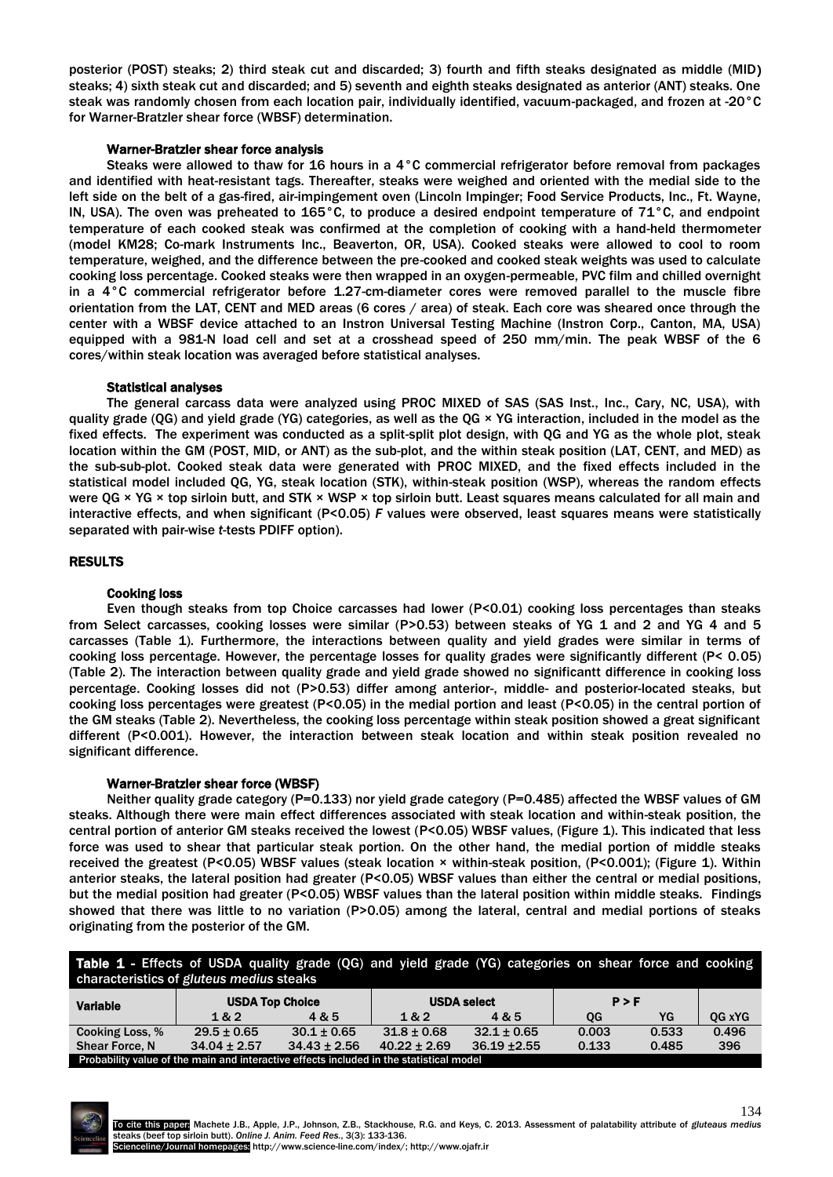posterior (POST) steaks; 2) third steak cut and discarded; 3) fourth and fifth steaks designated as middle (MID) steaks; 4) sixth steak cut and discarded; and 5) seventh and eighth steaks designated as anterior (ANT) steaks. One steak was randomly chosen from each location pair, individually identified, vacuum-packaged, and frozen at -20°C for Warner-Bratzler shear force (WBSF) determination.

### Warner-Bratzler shear force analysis

Steaks were allowed to thaw for 16 hours in a 4°C commercial refrigerator before removal from packages and identified with heat-resistant tags. Thereafter, steaks were weighed and oriented with the medial side to the left side on the belt of a gas-fired, air-impingement oven (Lincoln Impinger; Food Service Products, Inc., Ft. Wayne, IN, USA). The oven was preheated to 165°C, to produce a desired endpoint temperature of 71°C, and endpoint temperature of each cooked steak was confirmed at the completion of cooking with a hand-held thermometer (model KM28; Co-mark Instruments Inc., Beaverton, OR, USA). Cooked steaks were allowed to cool to room temperature, weighed, and the difference between the pre-cooked and cooked steak weights was used to calculate cooking loss percentage. Cooked steaks were then wrapped in an oxygen-permeable, PVC film and chilled overnight in a 4°C commercial refrigerator before 1.27-cm-diameter cores were removed parallel to the muscle fibre orientation from the LAT, CENT and MED areas (6 cores / area) of steak. Each core was sheared once through the center with a WBSF device attached to an Instron Universal Testing Machine (Instron Corp., Canton, MA, USA) equipped with a 981-N load cell and set at a crosshead speed of 250 mm/min. The peak WBSF of the 6 cores/within steak location was averaged before statistical analyses.

### Statistical analyses

The general carcass data were analyzed using PROC MIXED of SAS (SAS Inst., Inc., Cary, NC, USA), with quality grade (QG) and yield grade (YG) categories, as well as the QG × YG interaction, included in the model as the fixed effects. The experiment was conducted as a split-split plot design, with QG and YG as the whole plot, steak location within the GM (POST, MID, or ANT) as the sub-plot, and the within steak position (LAT, CENT, and MED) as the sub-sub-plot. Cooked steak data were generated with PROC MIXED, and the fixed effects included in the statistical model included QG, YG, steak location (STK), within-steak position (WSP), whereas the random effects were QG × YG × top sirloin butt, and STK × WSP × top sirloin butt. Least squares means calculated for all main and interactive effects, and when significant ($P<0.05$) *F* values were observed, least squares means were statistically separated with pair-wise *t*-tests PDIFF option).

## RESULTS

### Cooking loss

Even though steaks from top Choice carcasses had lower ($P<0.01$) cooking loss percentages than steaks from Select carcasses, cooking losses were similar ($P>0.53$) between steaks of YG 1 and 2 and YG 4 and 5 carcasses (Table 1). Furthermore, the interactions between quality and yield grades were similar in terms of cooking loss percentage. However, the percentage losses for quality grades were significantly different ($P< 0.05$) (Table 2). The interaction between quality grade and yield grade showed no significantt difference in cooking loss percentage. Cooking losses did not ($P>0.53$) differ among anterior-, middle- and posterior-located steaks, but cooking loss percentages were greatest ($P<0.05$) in the medial portion and least ($P<0.05$) in the central portion of the GM steaks (Table 2). Nevertheless, the cooking loss percentage within steak position showed a great significant different ($P<0.001$). However, the interaction between steak location and within steak position revealed no significant difference.

### Warner-Bratzler shear force (WBSF)

Neither quality grade category ($P=0.133$) nor yield grade category ($P=0.485$) affected the WBSF values of GM steaks. Although there were main effect differences associated with steak location and within-steak position, the central portion of anterior GM steaks received the lowest ($P<0.05$) WBSF values, (Figure 1). This indicated that less force was used to shear that particular steak portion. On the other hand, the medial portion of middle steaks received the greatest ($P<0.05$) WBSF values (steak location × within-steak position, ($P<0.001$); (Figure 1). Within anterior steaks, the lateral position had greater ($P<0.05$) WBSF values than either the central or medial positions, but the medial position had greater ($P<0.05$) WBSF values than the lateral position within middle steaks. Findings showed that there was little to no variation ($P>0.05$) among the lateral, central and medial portions of steaks originating from the posterior of the GM.

**Table 1 -** Effects of USDA quality grade (QG) and yield grade (YG) categories on shear force and cooking characteristics of *gluteus medius* steaks

| Variable | USDA Top Choice | | USDA select | | P > F | | |
|---|---|---|---|---|---|---|---|
| | 1 & 2 | 4 & 5 | 1 & 2 | 4 & 5 | QG | YG | QG xYG |
| Cooking Loss, % | 29.5 ± 0.65 | 30.1 ± 0.65 | 31.8 ± 0.68 | 32.1 ± 0.65 | 0.003 | 0.533 | 0.496 |
| Shear Force, N | 34.04 ± 2.57 | 34.43 ± 2.56 | 40.22 ± 2.69 | 36.19 ±2.55 | 0.133 | 0.485 | 396 |

Probability value of the main and interactive effects included in the statistical model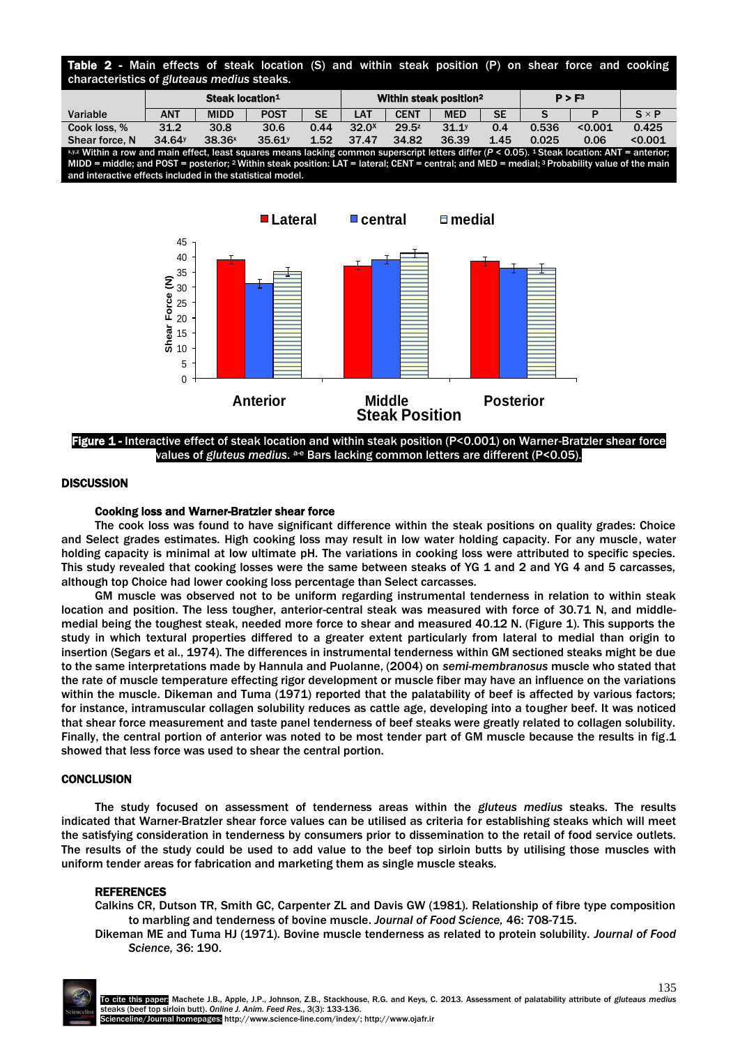**Table 2 -** Main effects of steak location (S) and within steak position (P) on shear force and cooking characteristics of *gluteaus medius* steaks.

| | Steak location[1] | | | | Within steak position[2] | | | | P > F[3] | | |
|---|---|---|---|---|---|---|---|---|---|---|---|
| Variable | ANT | MIDD | POST | SE | LAT | CENT | MED | SE | S | P | S × P |
| Cook loss, % | 31.2 | 30.8 | 30.6 | 0.44 | $32.0^{x}$ | $29.5^{z}$ | $31.1^{y}$ | 0.4 | 0.536 | <0.001 | 0.425 |
| Shear force, N | $34.64^{y}$ | $38.36^{x}$ | $35.61^{y}$ | 1.52 | 37.47 | 34.82 | 36.39 | 1.45 | 0.025 | 0.06 | <0.001 |

x,y,z Within a row and main effect, least squares means lacking common superscript letters differ ($P < 0.05$). [1] Steak location: ANT = anterior; MIDD = middle; and POST = posterior; [2] Within steak position: LAT = lateral; CENT = central; and MED = medial; [3] Probability value of the main and interactive effects included in the statistical model.

**Figure 1 -** Interactive effect of steak location and within steak position (P<0.001) on Warner-Bratzler shear force values of *gluteus medius*. a-e Bars lacking common letters are different (P<0.05).

## DISCUSSION

### Cooking loss and Warner-Bratzler shear force

The cook loss was found to have significant difference within the steak positions on quality grades: Choice and Select grades estimates. High cooking loss may result in low water holding capacity. For any muscle, water holding capacity is minimal at low ultimate pH. The variations in cooking loss were attributed to specific species. This study revealed that cooking losses were the same between steaks of YG 1 and 2 and YG 4 and 5 carcasses, although top Choice had lower cooking loss percentage than Select carcasses.

GM muscle was observed not to be uniform regarding instrumental tenderness in relation to within steak location and position. The less tougher, anterior-central steak was measured with force of 30.71 N, and middle-medial being the toughest steak, needed more force to shear and measured 40.12 N. (Figure 1). This supports the study in which textural properties differed to a greater extent particularly from lateral to medial than origin to insertion (Segars et al., 1974). The differences in instrumental tenderness within GM sectioned steaks might be due to the same interpretations made by Hannula and Puolanne, (2004) on *semi-membranosus* muscle who stated that the rate of muscle temperature effecting rigor development or muscle fiber may have an influence on the variations within the muscle. Dikeman and Tuma (1971) reported that the palatability of beef is affected by various factors; for instance, intramuscular collagen solubility reduces as cattle age, developing into a tougher beef. It was noticed that shear force measurement and taste panel tenderness of beef steaks were greatly related to collagen solubility. Finally, the central portion of anterior was noted to be most tender part of GM muscle because the results in fig.1 showed that less force was used to shear the central portion.

## CONCLUSION

The study focused on assessment of tenderness areas within the *gluteus medius* steaks. The results indicated that Warner-Bratzler shear force values can be utilised as criteria for establishing steaks which will meet the satisfying consideration in tenderness by consumers prior to dissemination to the retail of food service outlets. The results of the study could be used to add value to the beef top sirloin butts by utilising those muscles with uniform tender areas for fabrication and marketing them as single muscle steaks.

## REFERENCES

Calkins CR, Dutson TR, Smith GC, Carpenter ZL and Davis GW (1981). Relationship of fibre type composition to marbling and tenderness of bovine muscle. *Journal of Food Science,* 46: 708-715.

Dikeman ME and Tuma HJ (1971). Bovine muscle tenderness as related to protein solubility. *Journal of Food Science,* 36: 190.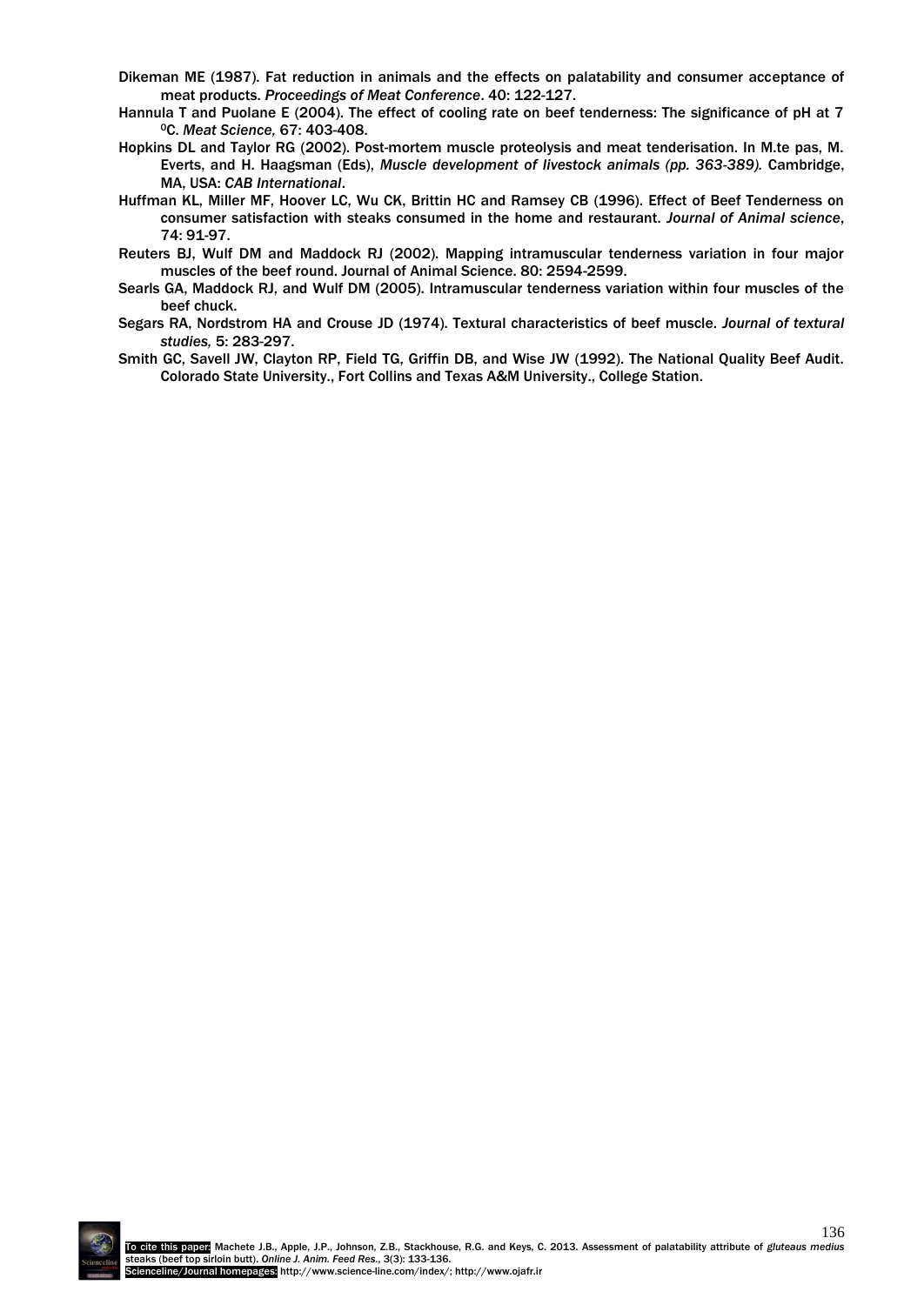Dikeman ME (1987). Fat reduction in animals and the effects on palatability and consumer acceptance of meat products. *Proceedings of Meat Conference*. 40: 122-127.

Hannula T and Puolane E (2004). The effect of cooling rate on beef tenderness: The significance of pH at 7 $^{0}$C. *Meat Science,* 67: 403-408.

Hopkins DL and Taylor RG (2002). Post-mortem muscle proteolysis and meat tenderisation. In M.te pas, M. Everts, and H. Haagsman (Eds), *Muscle development of livestock animals (pp. 363-389).* Cambridge, MA, USA: *CAB International*.

Huffman KL, Miller MF, Hoover LC, Wu CK, Brittin HC and Ramsey CB (1996). Effect of Beef Tenderness on consumer satisfaction with steaks consumed in the home and restaurant. *Journal of Animal science*, 74: 91-97.

Reuters BJ, Wulf DM and Maddock RJ (2002). Mapping intramuscular tenderness variation in four major muscles of the beef round. Journal of Animal Science. 80: 2594-2599.

Searls GA, Maddock RJ, and Wulf DM (2005). Intramuscular tenderness variation within four muscles of the beef chuck.

Segars RA, Nordstrom HA and Crouse JD (1974). Textural characteristics of beef muscle. *Journal of textural studies,* 5: 283-297.

Smith GC, Savell JW, Clayton RP, Field TG, Griffin DB, and Wise JW (1992). The National Quality Beef Audit. Colorado State University., Fort Collins and Texas A&M University., College Station.